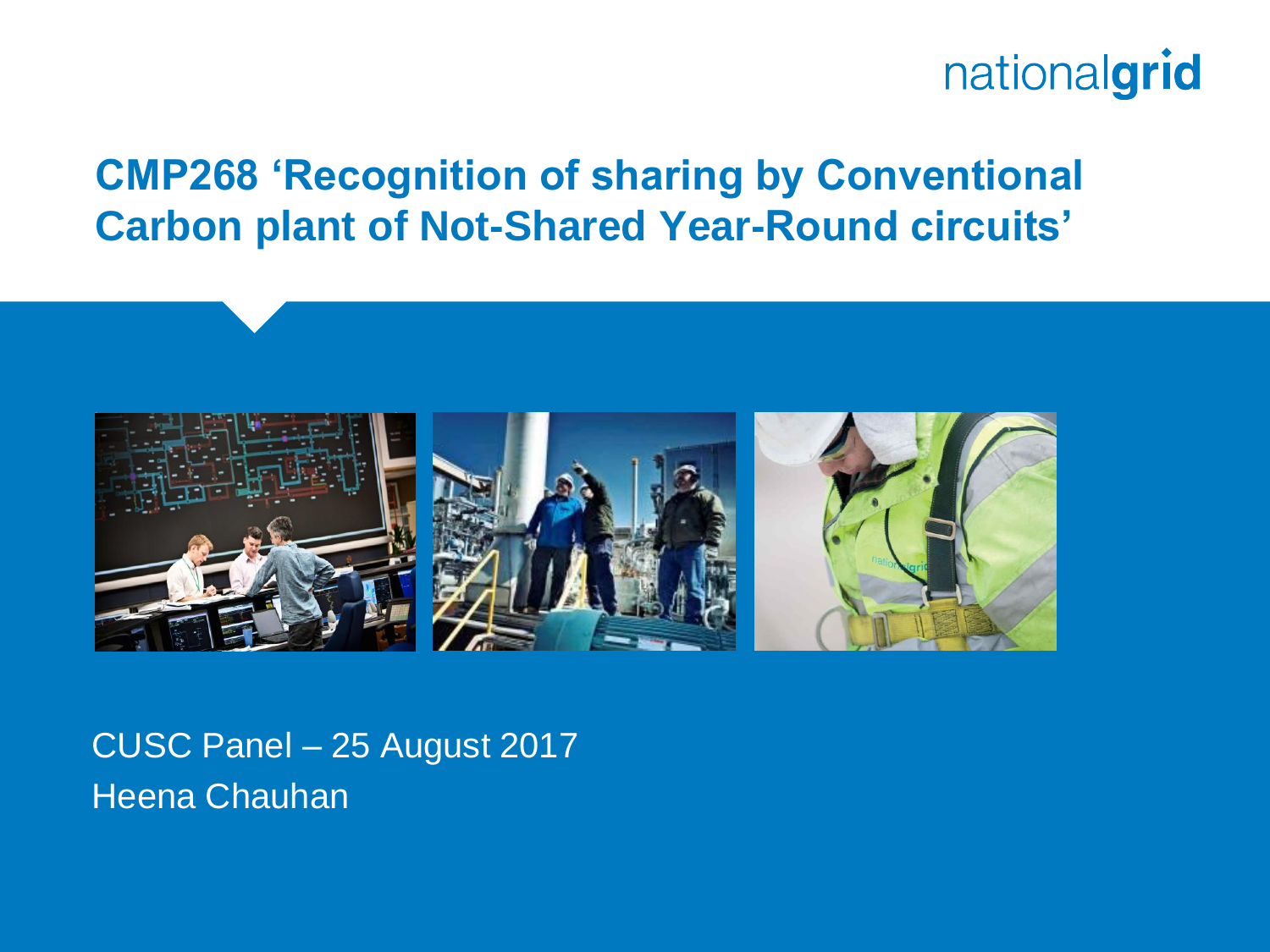# CMP268 'Recognition of sharing by Conventional Carbon plant of Not-Shared Year-Round circuits'

CUSC Panel – 25 August 2017

Heena Chauhan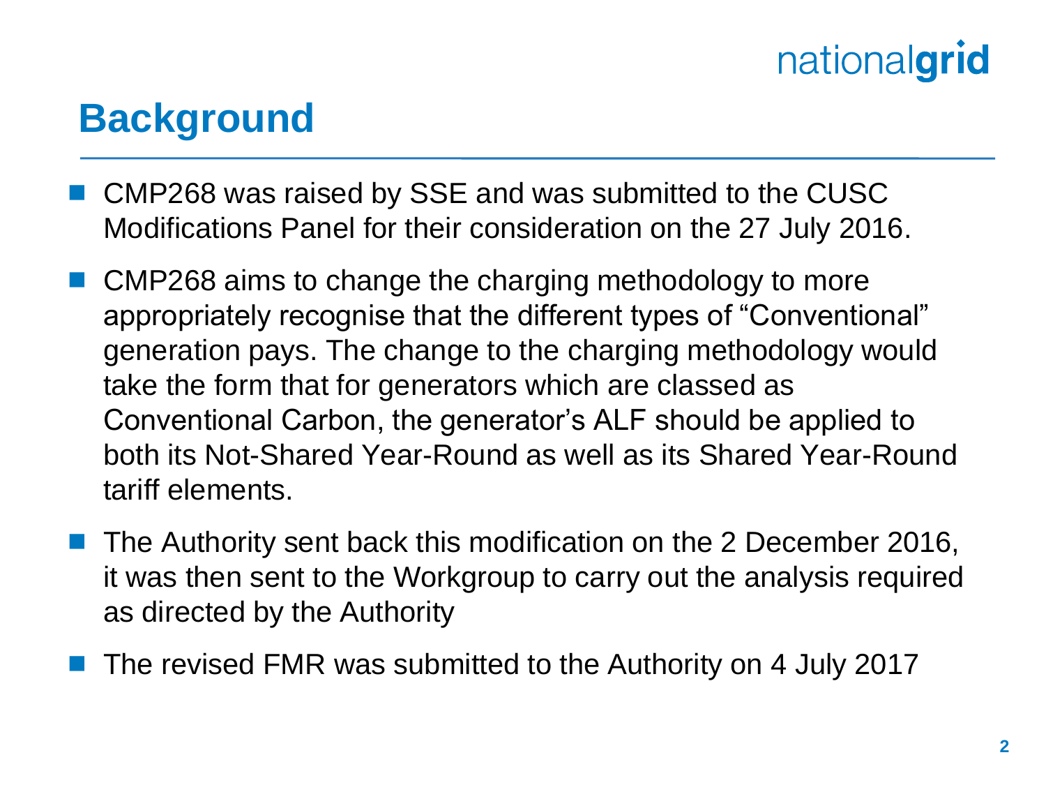## Background

- CMP268 was raised by SSE and was submitted to the CUSC Modifications Panel for their consideration on the 27 July 2016.
- CMP268 aims to change the charging methodology to more appropriately recognise that the different types of "Conventional" generation pays. The change to the charging methodology would take the form that for generators which are classed as Conventional Carbon, the generator's ALF should be applied to both its Not-Shared Year-Round as well as its Shared Year-Round tariff elements.
- The Authority sent back this modification on the 2 December 2016, it was then sent to the Workgroup to carry out the analysis required as directed by the Authority
- The revised FMR was submitted to the Authority on 4 July 2017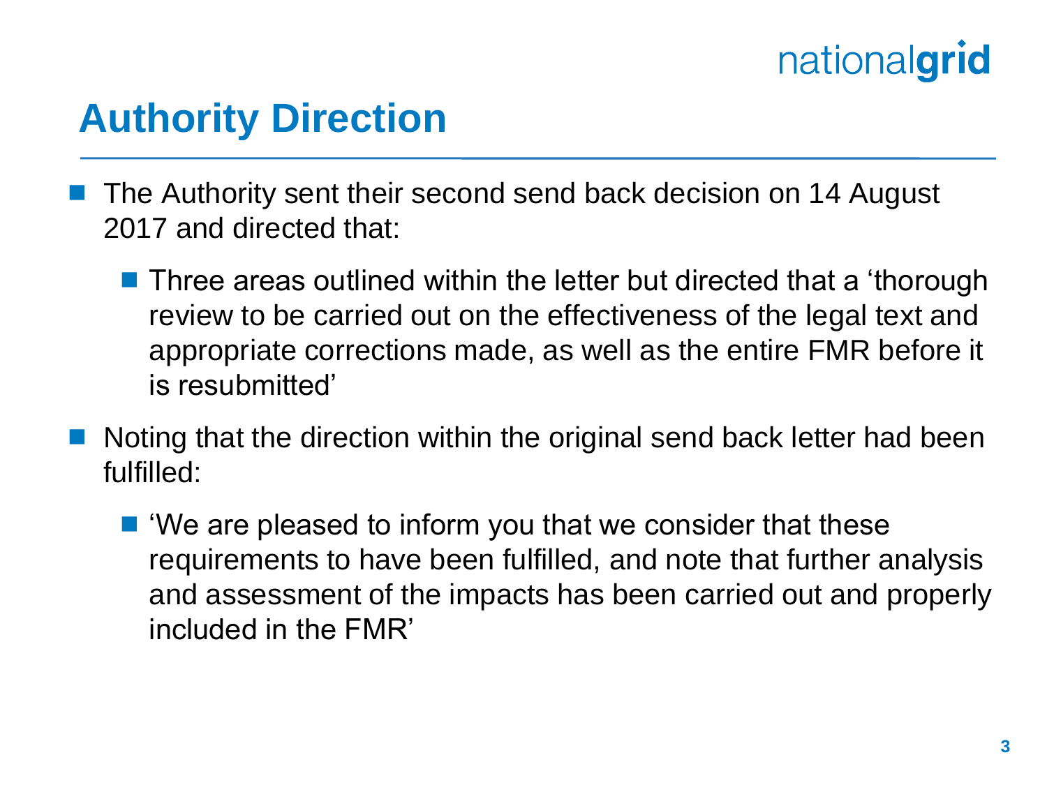# Authority Direction

- The Authority sent their second send back decision on 14 August 2017 and directed that:
  - Three areas outlined within the letter but directed that a 'thorough review to be carried out on the effectiveness of the legal text and appropriate corrections made, as well as the entire FMR before it is resubmitted'
- Noting that the direction within the original send back letter had been fulfilled:
  - 'We are pleased to inform you that we consider that these requirements to have been fulfilled, and note that further analysis and assessment of the impacts has been carried out and properly included in the FMR'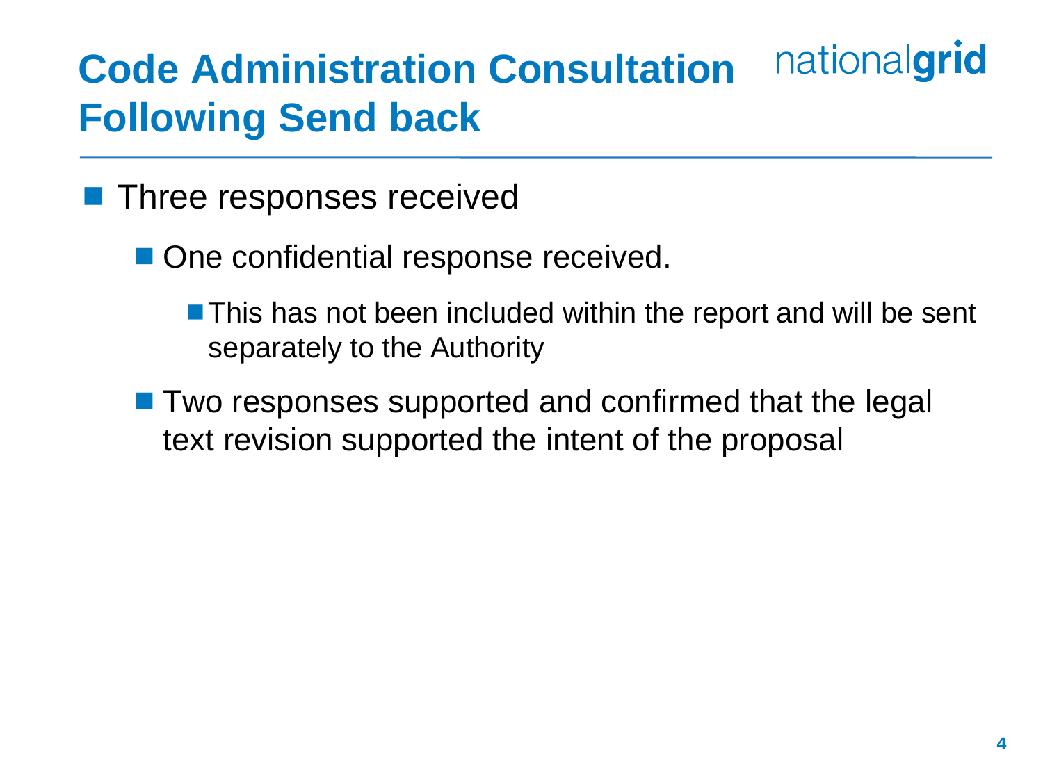# Code Administration Consultation Following Send back

nationalgrid

- Three responses received
  - One confidential response received.
    - This has not been included within the report and will be sent separately to the Authority
  - Two responses supported and confirmed that the legal text revision supported the intent of the proposal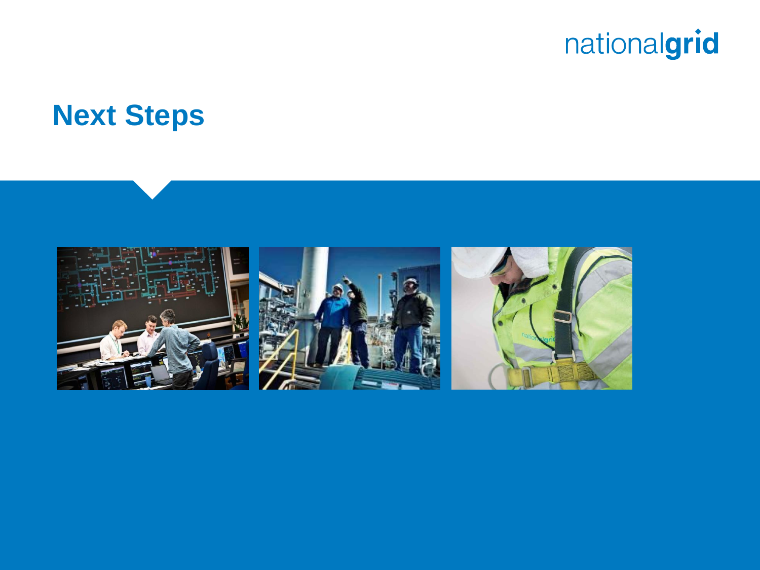# Next Steps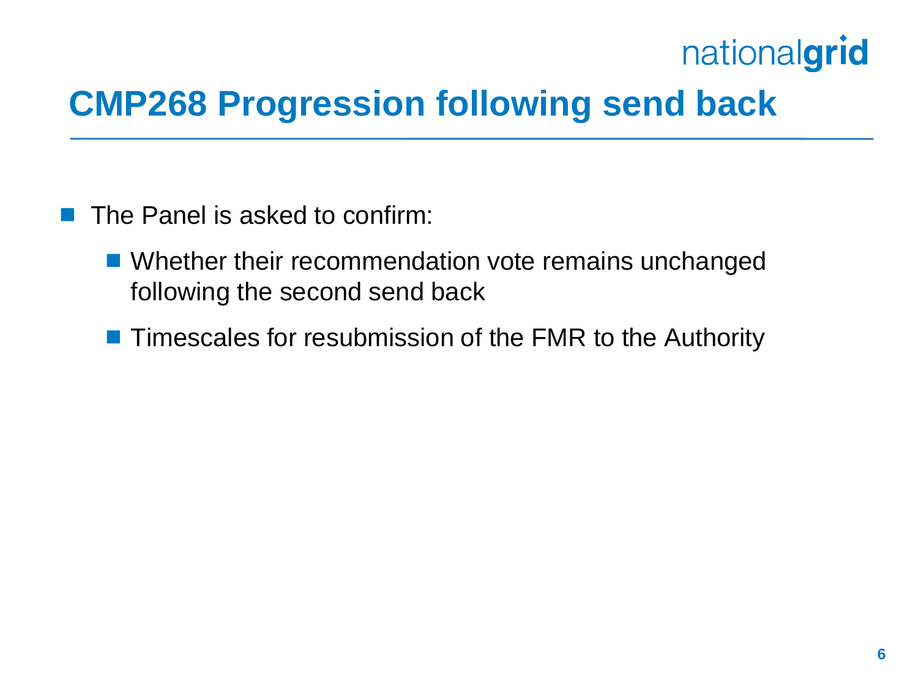# CMP268 Progression following send back

- The Panel is asked to confirm:
  - Whether their recommendation vote remains unchanged following the second send back
  - Timescales for resubmission of the FMR to the Authority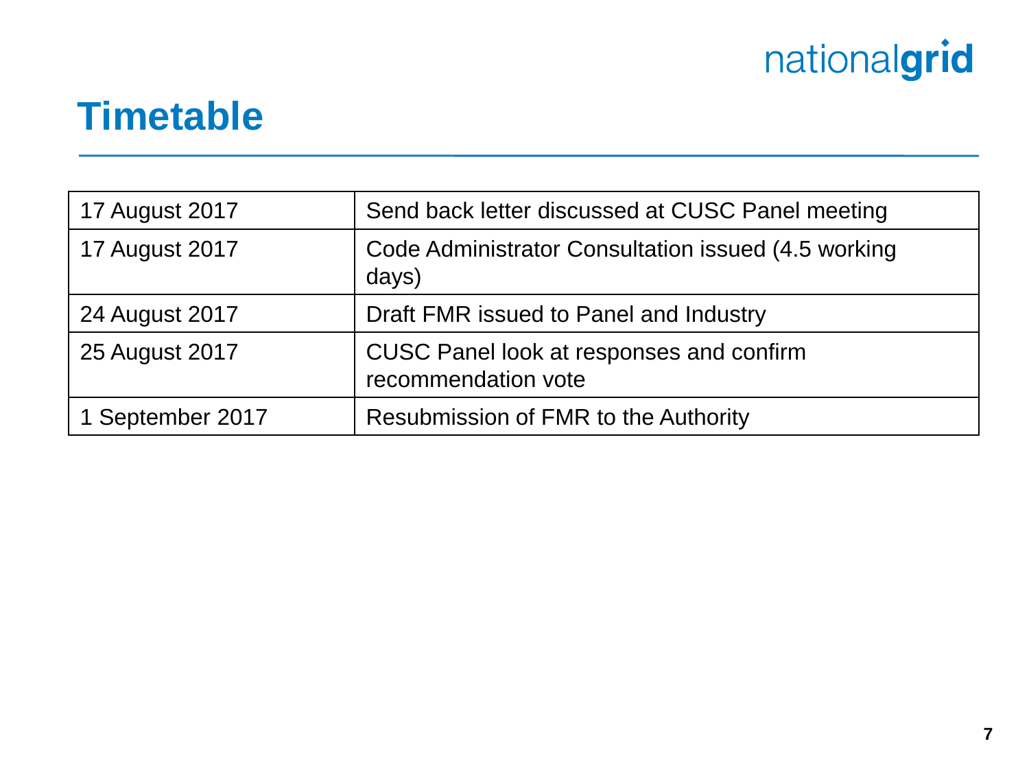# Timetable

| | |
|---|---|
| 17 August 2017 | Send back letter discussed at CUSC Panel meeting |
| 17 August 2017 | Code Administrator Consultation issued (4.5 working days) |
| 24 August 2017 | Draft FMR issued to Panel and Industry |
| 25 August 2017 | CUSC Panel look at responses and confirm recommendation vote |
| 1 September 2017 | Resubmission of FMR to the Authority |